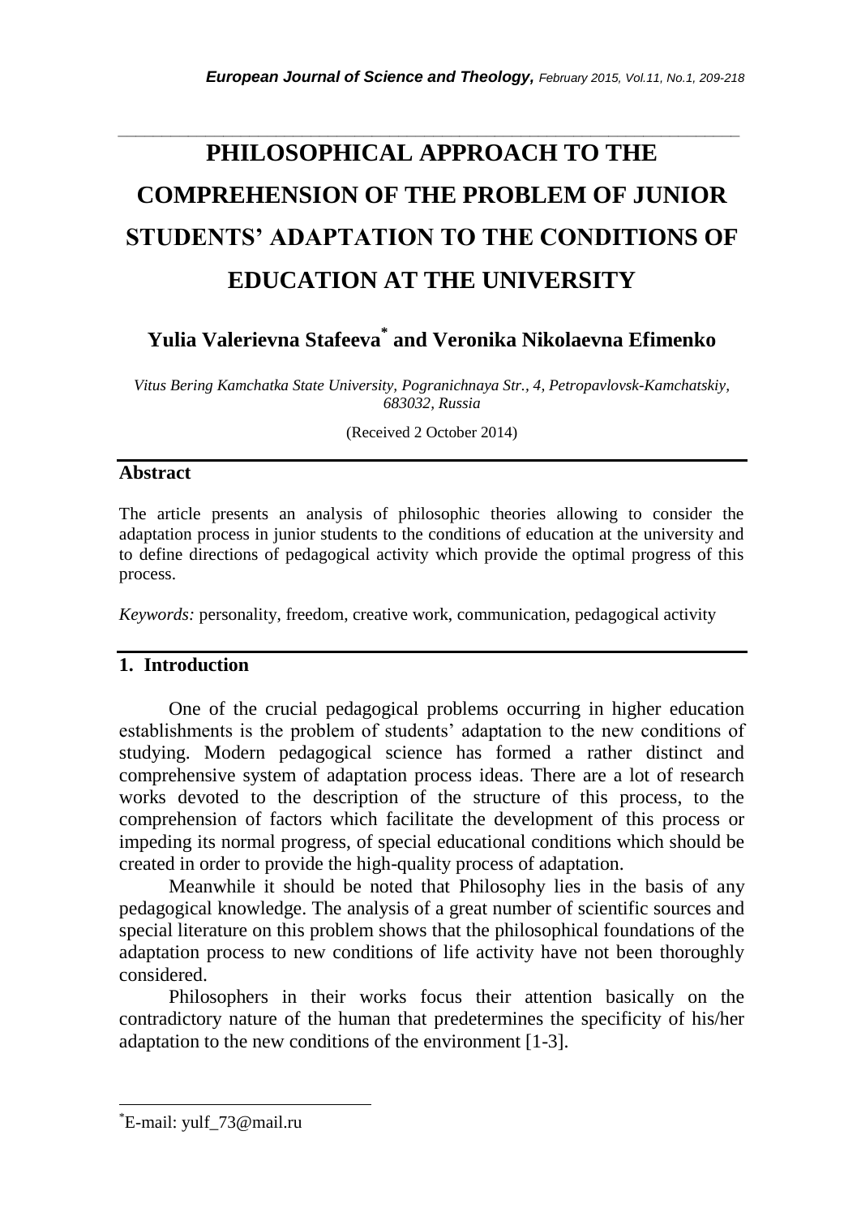# PHILOSOPHICAL APPROACH TO THE COMPREHENSION OF THE PROBLEM OF JUNIOR STUDENTS' ADAPTATION TO THE CONDITIONS OF EDUCATION AT THE UNIVERSITY

**Yulia Valerievna Stafeeva[*] and Veronika Nikolaevna Efimenko**

*Vitus Bering Kamchatka State University, Pogranichnaya Str., 4, Petropavlovsk-Kamchatskiy, 683032, Russia*

(Received 2 October 2014)

## Abstract

The article presents an analysis of philosophic theories allowing to consider the adaptation process in junior students to the conditions of education at the university and to define directions of pedagogical activity which provide the optimal progress of this process.

*Keywords:* personality, freedom, creative work, communication, pedagogical activity

## 1. Introduction

One of the crucial pedagogical problems occurring in higher education establishments is the problem of students' adaptation to the new conditions of studying. Modern pedagogical science has formed a rather distinct and comprehensive system of adaptation process ideas. There are a lot of research works devoted to the description of the structure of this process, to the comprehension of factors which facilitate the development of this process or impeding its normal progress, of special educational conditions which should be created in order to provide the high-quality process of adaptation.

Meanwhile it should be noted that Philosophy lies in the basis of any pedagogical knowledge. The analysis of a great number of scientific sources and special literature on this problem shows that the philosophical foundations of the adaptation process to new conditions of life activity have not been thoroughly considered.

Philosophers in their works focus their attention basically on the contradictory nature of the human that predetermines the specificity of his/her adaptation to the new conditions of the environment [1-3].

---

[*]E-mail: yulf_73@mail.ru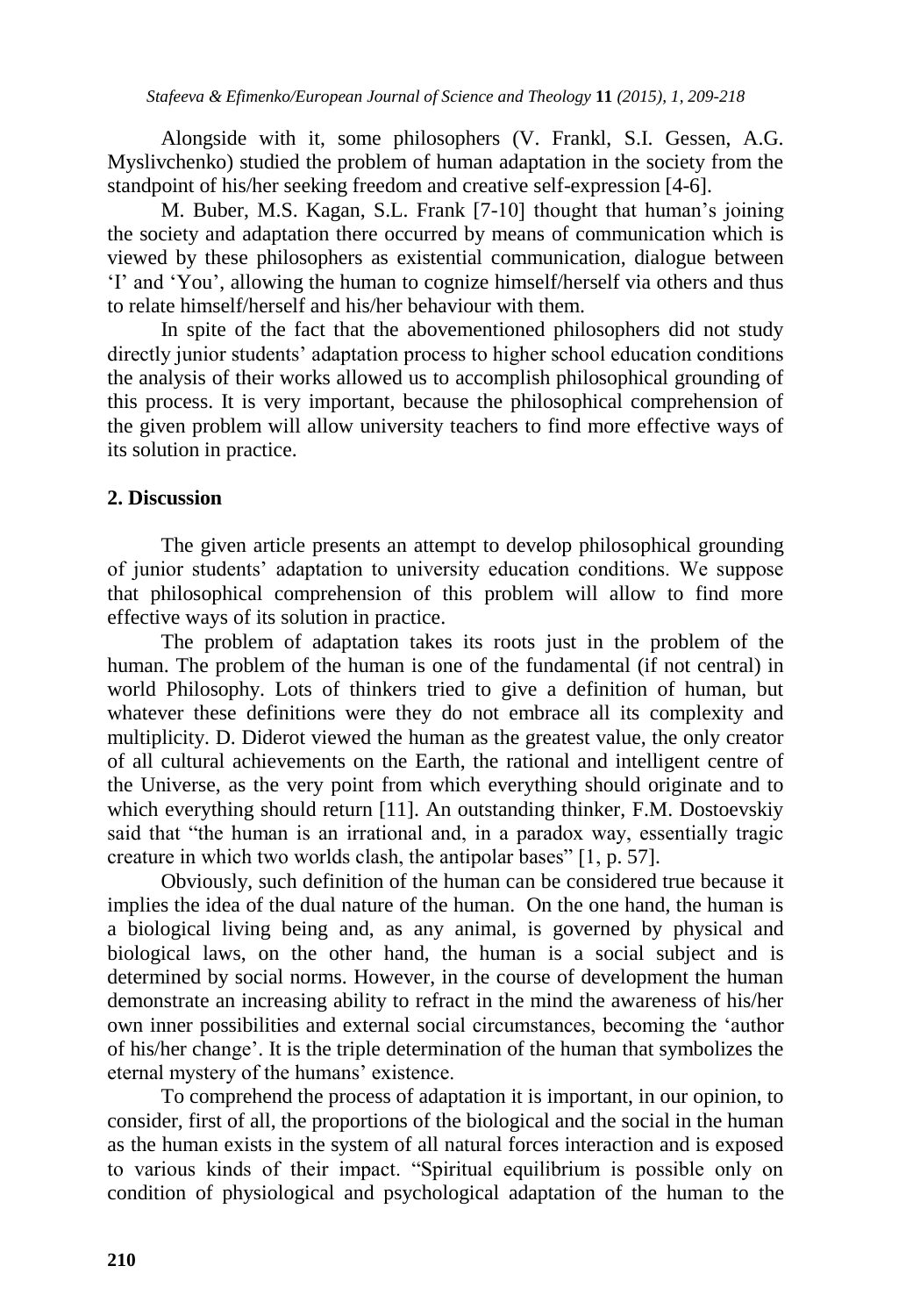Alongside with it, some philosophers (V. Frankl, S.I. Gessen, A.G. Myslivchenko) studied the problem of human adaptation in the society from the standpoint of his/her seeking freedom and creative self-expression [4-6].

M. Buber, M.S. Kagan, S.L. Frank [7-10] thought that human's joining the society and adaptation there occurred by means of communication which is viewed by these philosophers as existential communication, dialogue between 'I' and 'You', allowing the human to cognize himself/herself via others and thus to relate himself/herself and his/her behaviour with them.

In spite of the fact that the abovementioned philosophers did not study directly junior students' adaptation process to higher school education conditions the analysis of their works allowed us to accomplish philosophical grounding of this process. It is very important, because the philosophical comprehension of the given problem will allow university teachers to find more effective ways of its solution in practice.

## 2. Discussion

The given article presents an attempt to develop philosophical grounding of junior students' adaptation to university education conditions. We suppose that philosophical comprehension of this problem will allow to find more effective ways of its solution in practice.

The problem of adaptation takes its roots just in the problem of the human. The problem of the human is one of the fundamental (if not central) in world Philosophy. Lots of thinkers tried to give a definition of human, but whatever these definitions were they do not embrace all its complexity and multiplicity. D. Diderot viewed the human as the greatest value, the only creator of all cultural achievements on the Earth, the rational and intelligent centre of the Universe, as the very point from which everything should originate and to which everything should return [11]. An outstanding thinker, F.M. Dostoevskiy said that "the human is an irrational and, in a paradox way, essentially tragic creature in which two worlds clash, the antipolar bases" [1, p. 57].

Obviously, such definition of the human can be considered true because it implies the idea of the dual nature of the human. On the one hand, the human is a biological living being and, as any animal, is governed by physical and biological laws, on the other hand, the human is a social subject and is determined by social norms. However, in the course of development the human demonstrate an increasing ability to refract in the mind the awareness of his/her own inner possibilities and external social circumstances, becoming the 'author of his/her change'. It is the triple determination of the human that symbolizes the eternal mystery of the humans' existence.

To comprehend the process of adaptation it is important, in our opinion, to consider, first of all, the proportions of the biological and the social in the human as the human exists in the system of all natural forces interaction and is exposed to various kinds of their impact. "Spiritual equilibrium is possible only on condition of physiological and psychological adaptation of the human to the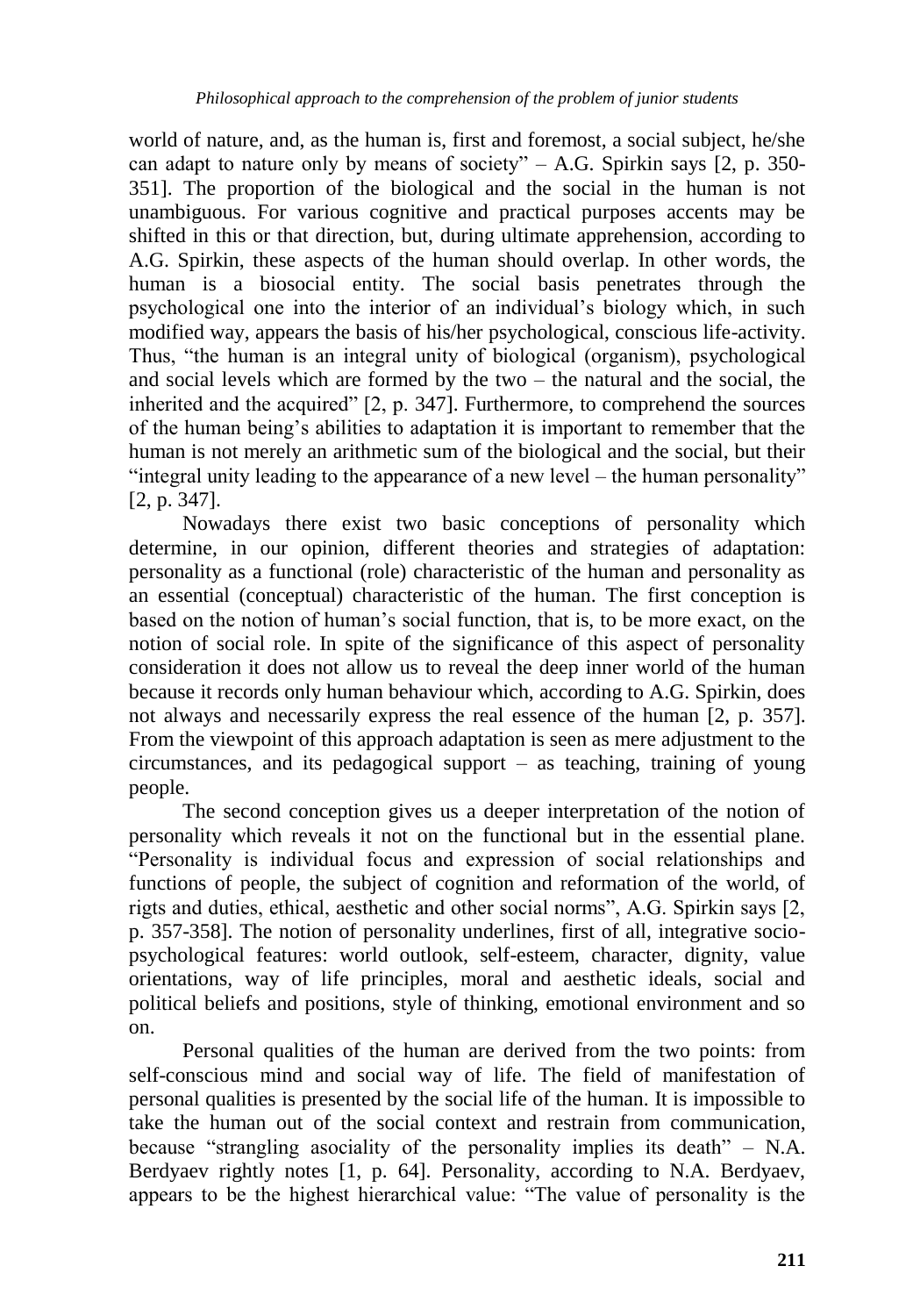world of nature, and, as the human is, first and foremost, a social subject, he/she can adapt to nature only by means of society" – A.G. Spirkin says [2, p. 350-351]. The proportion of the biological and the social in the human is not unambiguous. For various cognitive and practical purposes accents may be shifted in this or that direction, but, during ultimate apprehension, according to A.G. Spirkin, these aspects of the human should overlap. In other words, the human is a biosocial entity. The social basis penetrates through the psychological one into the interior of an individual's biology which, in such modified way, appears the basis of his/her psychological, conscious life-activity. Thus, "the human is an integral unity of biological (organism), psychological and social levels which are formed by the two – the natural and the social, the inherited and the acquired" [2, p. 347]. Furthermore, to comprehend the sources of the human being's abilities to adaptation it is important to remember that the human is not merely an arithmetic sum of the biological and the social, but their "integral unity leading to the appearance of a new level – the human personality" [2, p. 347].

Nowadays there exist two basic conceptions of personality which determine, in our opinion, different theories and strategies of adaptation: personality as a functional (role) characteristic of the human and personality as an essential (conceptual) characteristic of the human. The first conception is based on the notion of human's social function, that is, to be more exact, on the notion of social role. In spite of the significance of this aspect of personality consideration it does not allow us to reveal the deep inner world of the human because it records only human behaviour which, according to A.G. Spirkin, does not always and necessarily express the real essence of the human [2, p. 357]. From the viewpoint of this approach adaptation is seen as mere adjustment to the circumstances, and its pedagogical support – as teaching, training of young people.

The second conception gives us a deeper interpretation of the notion of personality which reveals it not on the functional but in the essential plane. "Personality is individual focus and expression of social relationships and functions of people, the subject of cognition and reformation of the world, of rigts and duties, ethical, aesthetic and other social norms", A.G. Spirkin says [2, p. 357-358]. The notion of personality underlines, first of all, integrative socio-psychological features: world outlook, self-esteem, character, dignity, value orientations, way of life principles, moral and aesthetic ideals, social and political beliefs and positions, style of thinking, emotional environment and so on.

Personal qualities of the human are derived from the two points: from self-conscious mind and social way of life. The field of manifestation of personal qualities is presented by the social life of the human. It is impossible to take the human out of the social context and restrain from communication, because "strangling asociality of the personality implies its death" – N.A. Berdyaev rightly notes [1, p. 64]. Personality, according to N.A. Berdyaev, appears to be the highest hierarchical value: "The value of personality is the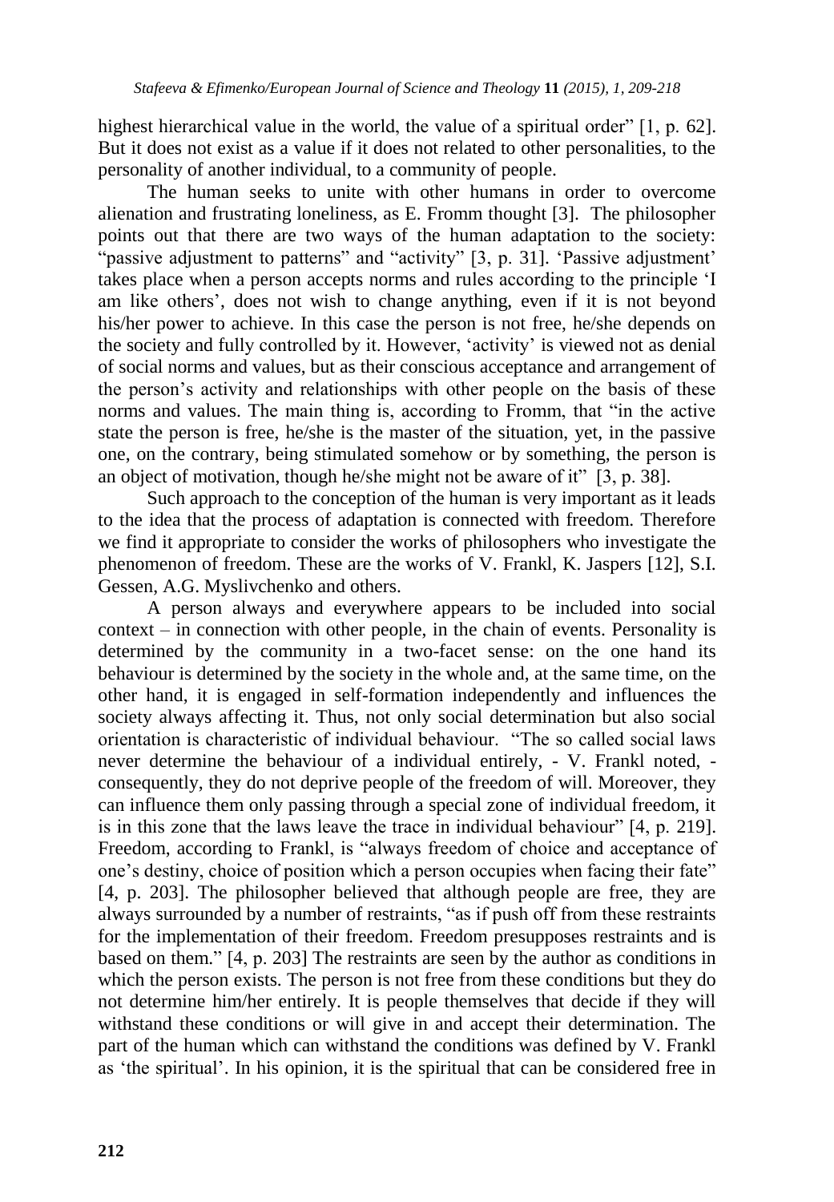highest hierarchical value in the world, the value of a spiritual order" [1, p. 62]. But it does not exist as a value if it does not related to other personalities, to the personality of another individual, to a community of people.

The human seeks to unite with other humans in order to overcome alienation and frustrating loneliness, as E. Fromm thought [3]. The philosopher points out that there are two ways of the human adaptation to the society: "passive adjustment to patterns" and "activity" [3, p. 31]. 'Passive adjustment' takes place when a person accepts norms and rules according to the principle 'I am like others', does not wish to change anything, even if it is not beyond his/her power to achieve. In this case the person is not free, he/she depends on the society and fully controlled by it. However, 'activity' is viewed not as denial of social norms and values, but as their conscious acceptance and arrangement of the person's activity and relationships with other people on the basis of these norms and values. The main thing is, according to Fromm, that "in the active state the person is free, he/she is the master of the situation, yet, in the passive one, on the contrary, being stimulated somehow or by something, the person is an object of motivation, though he/she might not be aware of it" [3, p. 38].

Such approach to the conception of the human is very important as it leads to the idea that the process of adaptation is connected with freedom. Therefore we find it appropriate to consider the works of philosophers who investigate the phenomenon of freedom. These are the works of V. Frankl, K. Jaspers [12], S.I. Gessen, A.G. Myslivchenko and others.

A person always and everywhere appears to be included into social context – in connection with other people, in the chain of events. Personality is determined by the community in a two-facet sense: on the one hand its behaviour is determined by the society in the whole and, at the same time, on the other hand, it is engaged in self-formation independently and influences the society always affecting it. Thus, not only social determination but also social orientation is characteristic of individual behaviour. "The so called social laws never determine the behaviour of a individual entirely, - V. Frankl noted, - consequently, they do not deprive people of the freedom of will. Moreover, they can influence them only passing through a special zone of individual freedom, it is in this zone that the laws leave the trace in individual behaviour" [4, p. 219]. Freedom, according to Frankl, is "always freedom of choice and acceptance of one's destiny, choice of position which a person occupies when facing their fate" [4, p. 203]. The philosopher believed that although people are free, they are always surrounded by a number of restraints, "as if push off from these restraints for the implementation of their freedom. Freedom presupposes restraints and is based on them." [4, p. 203] The restraints are seen by the author as conditions in which the person exists. The person is not free from these conditions but they do not determine him/her entirely. It is people themselves that decide if they will withstand these conditions or will give in and accept their determination. The part of the human which can withstand the conditions was defined by V. Frankl as 'the spiritual'. In his opinion, it is the spiritual that can be considered free in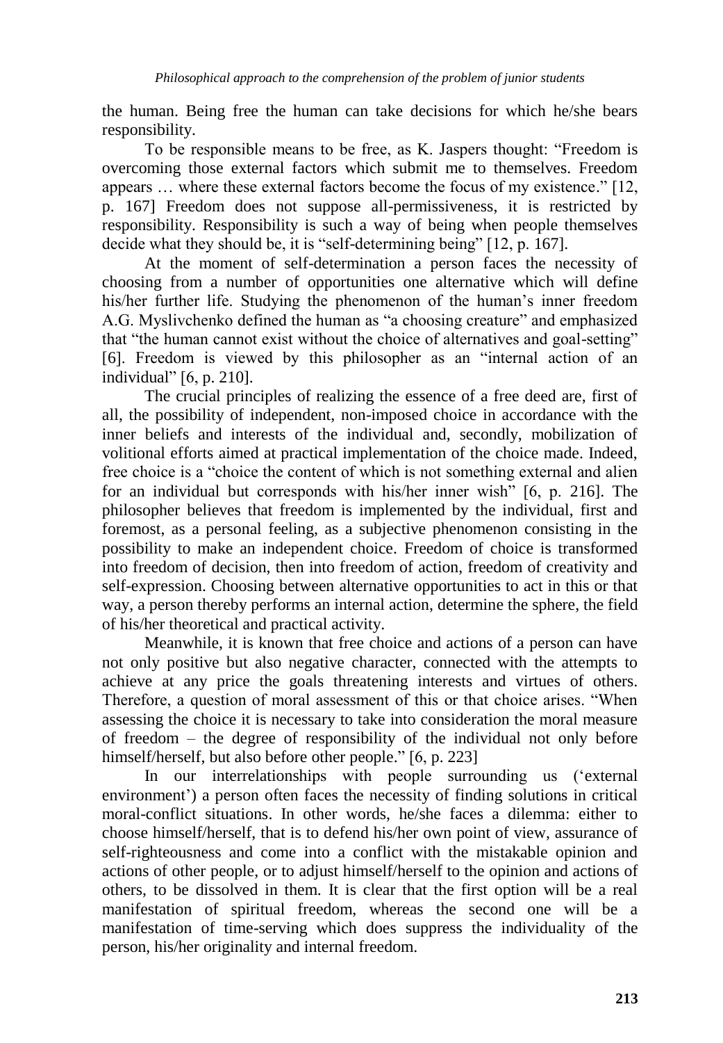the human. Being free the human can take decisions for which he/she bears responsibility.

To be responsible means to be free, as K. Jaspers thought: "Freedom is overcoming those external factors which submit me to themselves. Freedom appears … where these external factors become the focus of my existence." [12, p. 167] Freedom does not suppose all-permissiveness, it is restricted by responsibility. Responsibility is such a way of being when people themselves decide what they should be, it is "self-determining being" [12, p. 167].

At the moment of self-determination a person faces the necessity of choosing from a number of opportunities one alternative which will define his/her further life. Studying the phenomenon of the human's inner freedom A.G. Myslivchenko defined the human as "a choosing creature" and emphasized that "the human cannot exist without the choice of alternatives and goal-setting" [6]. Freedom is viewed by this philosopher as an "internal action of an individual" [6, p. 210].

The crucial principles of realizing the essence of a free deed are, first of all, the possibility of independent, non-imposed choice in accordance with the inner beliefs and interests of the individual and, secondly, mobilization of volitional efforts aimed at practical implementation of the choice made. Indeed, free choice is a "choice the content of which is not something external and alien for an individual but corresponds with his/her inner wish" [6, p. 216]. The philosopher believes that freedom is implemented by the individual, first and foremost, as a personal feeling, as a subjective phenomenon consisting in the possibility to make an independent choice. Freedom of choice is transformed into freedom of decision, then into freedom of action, freedom of creativity and self-expression. Choosing between alternative opportunities to act in this or that way, a person thereby performs an internal action, determine the sphere, the field of his/her theoretical and practical activity.

Meanwhile, it is known that free choice and actions of a person can have not only positive but also negative character, connected with the attempts to achieve at any price the goals threatening interests and virtues of others. Therefore, a question of moral assessment of this or that choice arises. "When assessing the choice it is necessary to take into consideration the moral measure of freedom – the degree of responsibility of the individual not only before himself/herself, but also before other people." [6, p. 223]

In our interrelationships with people surrounding us ('external environment') a person often faces the necessity of finding solutions in critical moral-conflict situations. In other words, he/she faces a dilemma: either to choose himself/herself, that is to defend his/her own point of view, assurance of self-righteousness and come into a conflict with the mistakable opinion and actions of other people, or to adjust himself/herself to the opinion and actions of others, to be dissolved in them. It is clear that the first option will be a real manifestation of spiritual freedom, whereas the second one will be a manifestation of time-serving which does suppress the individuality of the person, his/her originality and internal freedom.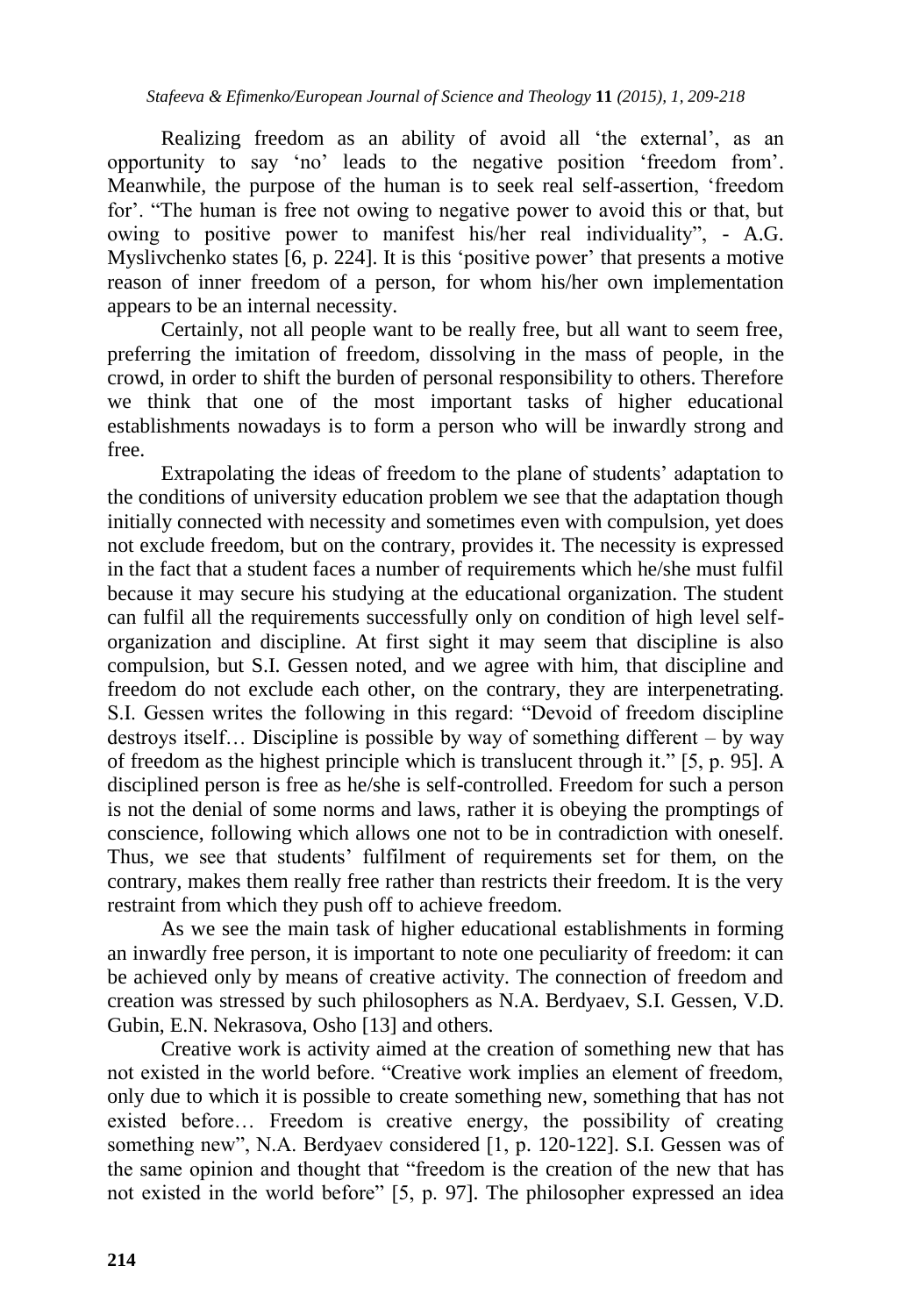Realizing freedom as an ability of avoid all 'the external', as an opportunity to say 'no' leads to the negative position 'freedom from'. Meanwhile, the purpose of the human is to seek real self-assertion, 'freedom for'. "The human is free not owing to negative power to avoid this or that, but owing to positive power to manifest his/her real individuality", - A.G. Myslivchenko states [6, p. 224]. It is this 'positive power' that presents a motive reason of inner freedom of a person, for whom his/her own implementation appears to be an internal necessity.

Certainly, not all people want to be really free, but all want to seem free, preferring the imitation of freedom, dissolving in the mass of people, in the crowd, in order to shift the burden of personal responsibility to others. Therefore we think that one of the most important tasks of higher educational establishments nowadays is to form a person who will be inwardly strong and free.

Extrapolating the ideas of freedom to the plane of students' adaptation to the conditions of university education problem we see that the adaptation though initially connected with necessity and sometimes even with compulsion, yet does not exclude freedom, but on the contrary, provides it. The necessity is expressed in the fact that a student faces a number of requirements which he/she must fulfil because it may secure his studying at the educational organization. The student can fulfil all the requirements successfully only on condition of high level self-organization and discipline. At first sight it may seem that discipline is also compulsion, but S.I. Gessen noted, and we agree with him, that discipline and freedom do not exclude each other, on the contrary, they are interpenetrating. S.I. Gessen writes the following in this regard: "Devoid of freedom discipline destroys itself… Discipline is possible by way of something different – by way of freedom as the highest principle which is translucent through it." [5, p. 95]. A disciplined person is free as he/she is self-controlled. Freedom for such a person is not the denial of some norms and laws, rather it is obeying the promptings of conscience, following which allows one not to be in contradiction with oneself. Thus, we see that students' fulfilment of requirements set for them, on the contrary, makes them really free rather than restricts their freedom. It is the very restraint from which they push off to achieve freedom.

As we see the main task of higher educational establishments in forming an inwardly free person, it is important to note one peculiarity of freedom: it can be achieved only by means of creative activity. The connection of freedom and creation was stressed by such philosophers as N.A. Berdyaev, S.I. Gessen, V.D. Gubin, E.N. Nekrasova, Osho [13] and others.

Creative work is activity aimed at the creation of something new that has not existed in the world before. "Creative work implies an element of freedom, only due to which it is possible to create something new, something that has not existed before… Freedom is creative energy, the possibility of creating something new", N.A. Berdyaev considered [1, p. 120-122]. S.I. Gessen was of the same opinion and thought that "freedom is the creation of the new that has not existed in the world before" [5, p. 97]. The philosopher expressed an idea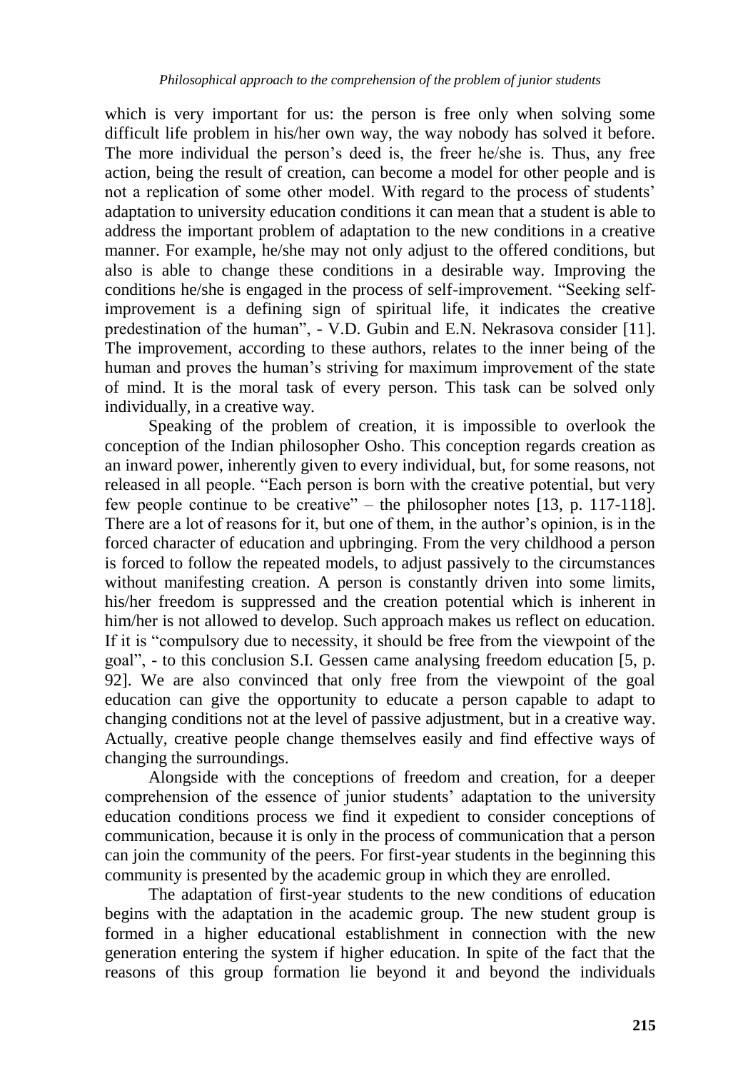which is very important for us: the person is free only when solving some difficult life problem in his/her own way, the way nobody has solved it before. The more individual the person's deed is, the freer he/she is. Thus, any free action, being the result of creation, can become a model for other people and is not a replication of some other model. With regard to the process of students' adaptation to university education conditions it can mean that a student is able to address the important problem of adaptation to the new conditions in a creative manner. For example, he/she may not only adjust to the offered conditions, but also is able to change these conditions in a desirable way. Improving the conditions he/she is engaged in the process of self-improvement. "Seeking self-improvement is a defining sign of spiritual life, it indicates the creative predestination of the human", - V.D. Gubin and E.N. Nekrasova consider [11]. The improvement, according to these authors, relates to the inner being of the human and proves the human's striving for maximum improvement of the state of mind. It is the moral task of every person. This task can be solved only individually, in a creative way.

Speaking of the problem of creation, it is impossible to overlook the conception of the Indian philosopher Osho. This conception regards creation as an inward power, inherently given to every individual, but, for some reasons, not released in all people. "Each person is born with the creative potential, but very few people continue to be creative" – the philosopher notes [13, p. 117-118]. There are a lot of reasons for it, but one of them, in the author's opinion, is in the forced character of education and upbringing. From the very childhood a person is forced to follow the repeated models, to adjust passively to the circumstances without manifesting creation. A person is constantly driven into some limits, his/her freedom is suppressed and the creation potential which is inherent in him/her is not allowed to develop. Such approach makes us reflect on education. If it is "compulsory due to necessity, it should be free from the viewpoint of the goal", - to this conclusion S.I. Gessen came analysing freedom education [5, p. 92]. We are also convinced that only free from the viewpoint of the goal education can give the opportunity to educate a person capable to adapt to changing conditions not at the level of passive adjustment, but in a creative way. Actually, creative people change themselves easily and find effective ways of changing the surroundings.

Alongside with the conceptions of freedom and creation, for a deeper comprehension of the essence of junior students' adaptation to the university education conditions process we find it expedient to consider conceptions of communication, because it is only in the process of communication that a person can join the community of the peers. For first-year students in the beginning this community is presented by the academic group in which they are enrolled.

The adaptation of first-year students to the new conditions of education begins with the adaptation in the academic group. The new student group is formed in a higher educational establishment in connection with the new generation entering the system if higher education. In spite of the fact that the reasons of this group formation lie beyond it and beyond the individuals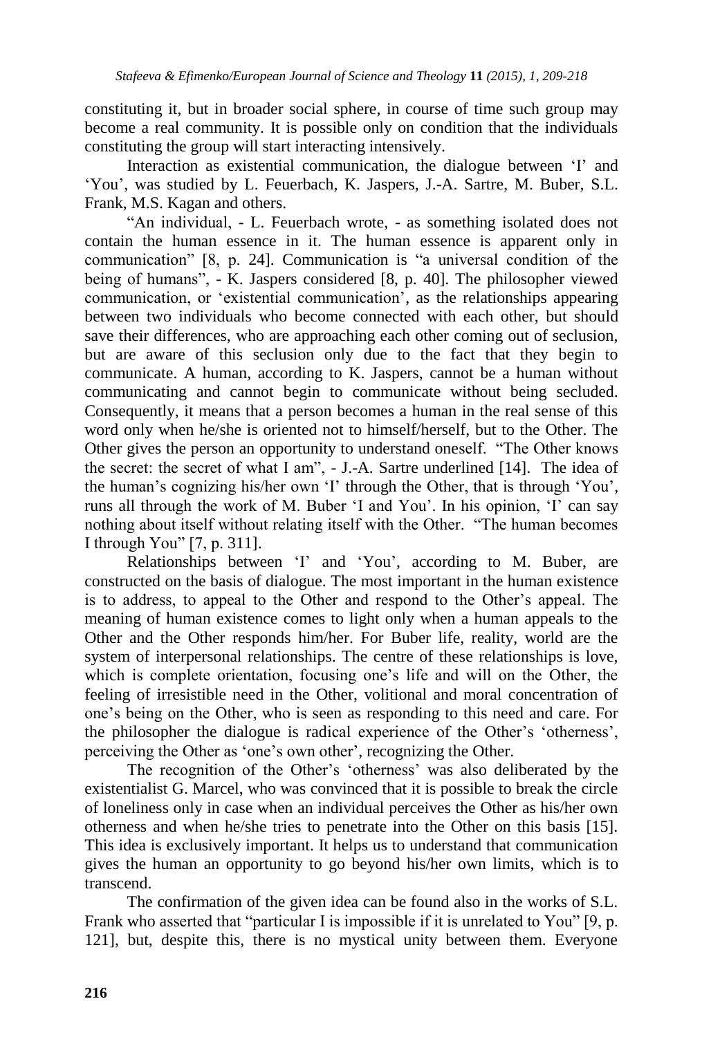constituting it, but in broader social sphere, in course of time such group may become a real community. It is possible only on condition that the individuals constituting the group will start interacting intensively.

Interaction as existential communication, the dialogue between 'I' and 'You', was studied by L. Feuerbach, K. Jaspers, J.-A. Sartre, M. Buber, S.L. Frank, M.S. Kagan and others.

"An individual, - L. Feuerbach wrote, - as something isolated does not contain the human essence in it. The human essence is apparent only in communication" [8, p. 24]. Communication is "a universal condition of the being of humans", - K. Jaspers considered [8, p. 40]. The philosopher viewed communication, or 'existential communication', as the relationships appearing between two individuals who become connected with each other, but should save their differences, who are approaching each other coming out of seclusion, but are aware of this seclusion only due to the fact that they begin to communicate. A human, according to K. Jaspers, cannot be a human without communicating and cannot begin to communicate without being secluded. Consequently, it means that a person becomes a human in the real sense of this word only when he/she is oriented not to himself/herself, but to the Other. The Other gives the person an opportunity to understand oneself. "The Other knows the secret: the secret of what I am", - J.-A. Sartre underlined [14]. The idea of the human's cognizing his/her own 'I' through the Other, that is through 'You', runs all through the work of M. Buber 'I and You'. In his opinion, 'I' can say nothing about itself without relating itself with the Other. "The human becomes I through You" [7, p. 311].

Relationships between 'I' and 'You', according to M. Buber, are constructed on the basis of dialogue. The most important in the human existence is to address, to appeal to the Other and respond to the Other's appeal. The meaning of human existence comes to light only when a human appeals to the Other and the Other responds him/her. For Buber life, reality, world are the system of interpersonal relationships. The centre of these relationships is love, which is complete orientation, focusing one's life and will on the Other, the feeling of irresistible need in the Other, volitional and moral concentration of one's being on the Other, who is seen as responding to this need and care. For the philosopher the dialogue is radical experience of the Other's 'otherness', perceiving the Other as 'one's own other', recognizing the Other.

The recognition of the Other's 'otherness' was also deliberated by the existentialist G. Marcel, who was convinced that it is possible to break the circle of loneliness only in case when an individual perceives the Other as his/her own otherness and when he/she tries to penetrate into the Other on this basis [15]. This idea is exclusively important. It helps us to understand that communication gives the human an opportunity to go beyond his/her own limits, which is to transcend.

The confirmation of the given idea can be found also in the works of S.L. Frank who asserted that "particular I is impossible if it is unrelated to You" [9, p. 121], but, despite this, there is no mystical unity between them. Everyone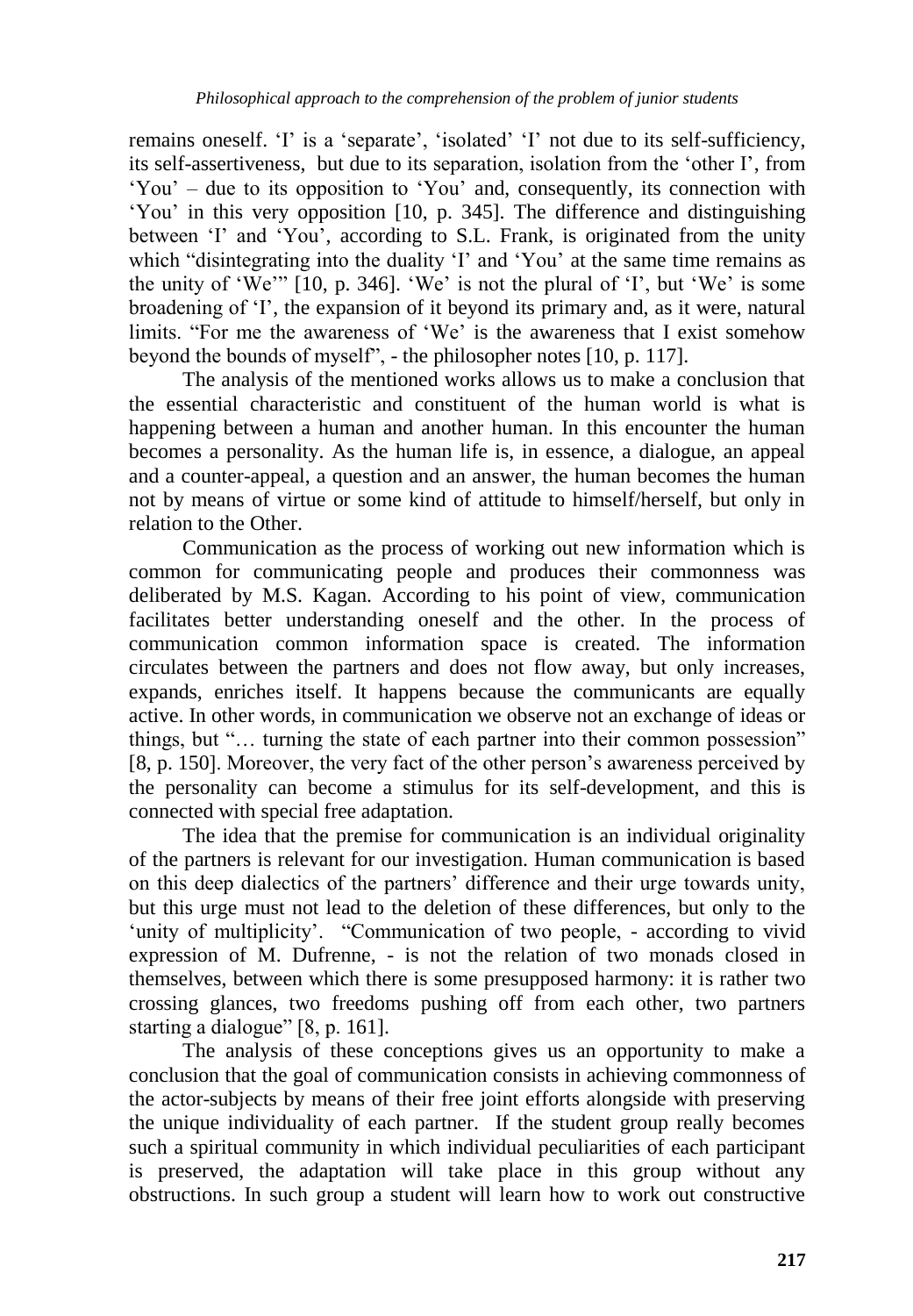remains oneself. 'I' is a 'separate', 'isolated' 'I' not due to its self-sufficiency, its self-assertiveness, but due to its separation, isolation from the 'other I', from 'You' – due to its opposition to 'You' and, consequently, its connection with 'You' in this very opposition [10, p. 345]. The difference and distinguishing between 'I' and 'You', according to S.L. Frank, is originated from the unity which "disintegrating into the duality 'I' and 'You' at the same time remains as the unity of 'We'" [10, p. 346]. 'We' is not the plural of 'I', but 'We' is some broadening of 'I', the expansion of it beyond its primary and, as it were, natural limits. "For me the awareness of 'We' is the awareness that I exist somehow beyond the bounds of myself", - the philosopher notes [10, p. 117].

The analysis of the mentioned works allows us to make a conclusion that the essential characteristic and constituent of the human world is what is happening between a human and another human. In this encounter the human becomes a personality. As the human life is, in essence, a dialogue, an appeal and a counter-appeal, a question and an answer, the human becomes the human not by means of virtue or some kind of attitude to himself/herself, but only in relation to the Other.

Communication as the process of working out new information which is common for communicating people and produces their commonness was deliberated by M.S. Kagan. According to his point of view, communication facilitates better understanding oneself and the other. In the process of communication common information space is created. The information circulates between the partners and does not flow away, but only increases, expands, enriches itself. It happens because the communicants are equally active. In other words, in communication we observe not an exchange of ideas or things, but "… turning the state of each partner into their common possession" [8, p. 150]. Moreover, the very fact of the other person's awareness perceived by the personality can become a stimulus for its self-development, and this is connected with special free adaptation.

The idea that the premise for communication is an individual originality of the partners is relevant for our investigation. Human communication is based on this deep dialectics of the partners' difference and their urge towards unity, but this urge must not lead to the deletion of these differences, but only to the 'unity of multiplicity'. "Communication of two people, - according to vivid expression of M. Dufrenne, - is not the relation of two monads closed in themselves, between which there is some presupposed harmony: it is rather two crossing glances, two freedoms pushing off from each other, two partners starting a dialogue" [8, p. 161].

The analysis of these conceptions gives us an opportunity to make a conclusion that the goal of communication consists in achieving commonness of the actor-subjects by means of their free joint efforts alongside with preserving the unique individuality of each partner. If the student group really becomes such a spiritual community in which individual peculiarities of each participant is preserved, the adaptation will take place in this group without any obstructions. In such group a student will learn how to work out constructive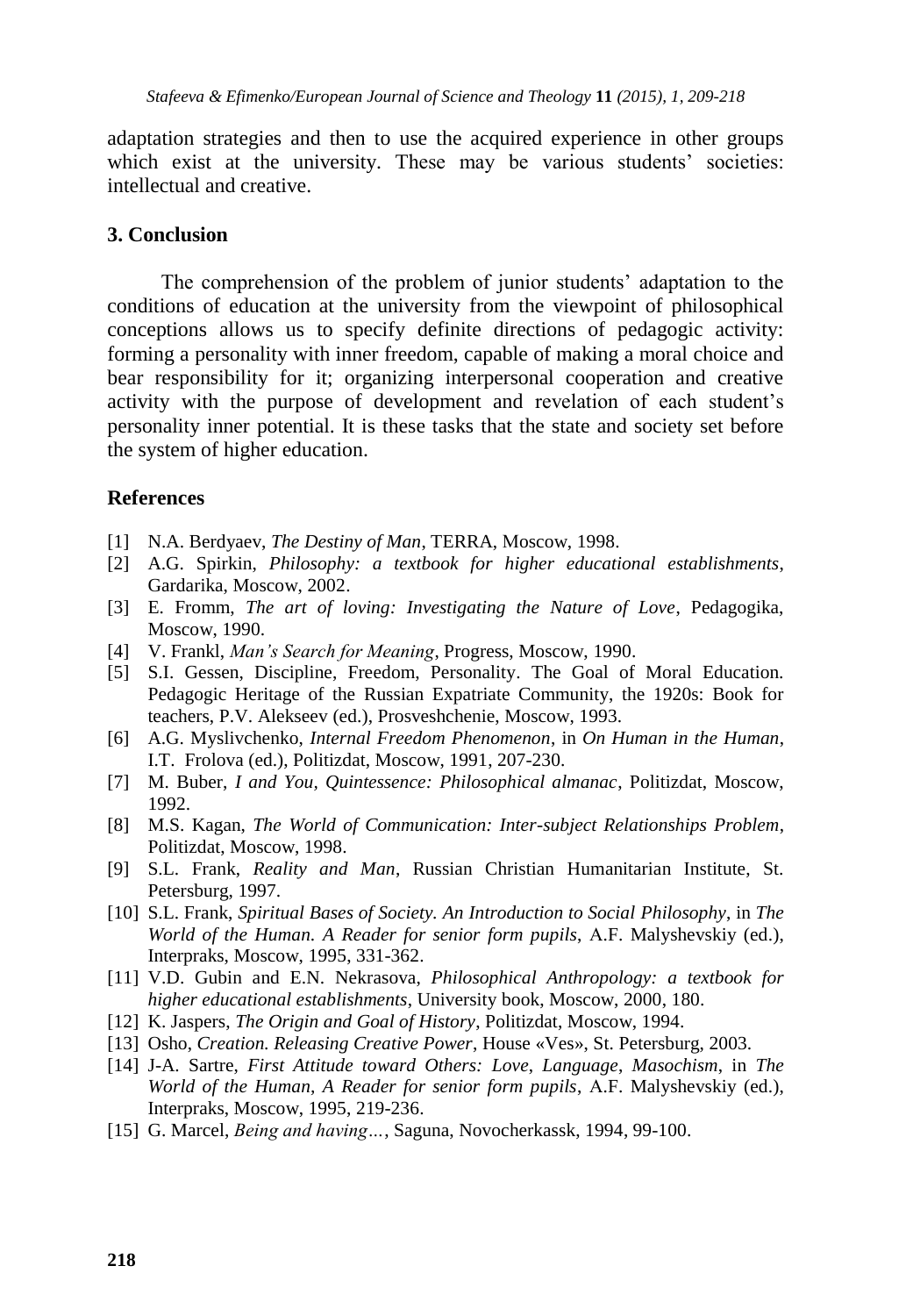adaptation strategies and then to use the acquired experience in other groups which exist at the university. These may be various students' societies: intellectual and creative.

## 3. Conclusion

The comprehension of the problem of junior students' adaptation to the conditions of education at the university from the viewpoint of philosophical conceptions allows us to specify definite directions of pedagogic activity: forming a personality with inner freedom, capable of making a moral choice and bear responsibility for it; organizing interpersonal cooperation and creative activity with the purpose of development and revelation of each student's personality inner potential. It is these tasks that the state and society set before the system of higher education.

## References

[1] N.A. Berdyaev, *The Destiny of Man*, TERRA, Moscow, 1998.

[2] A.G. Spirkin, *Philosophy: a textbook for higher educational establishments*, Gardarika, Moscow, 2002.

[3] E. Fromm, *The art of loving: Investigating the Nature of Love*, Pedagogika, Moscow, 1990.

[4] V. Frankl, *Man's Search for Meaning*, Progress, Moscow, 1990.

[5] S.I. Gessen, Discipline, Freedom, Personality. The Goal of Moral Education. Pedagogic Heritage of the Russian Expatriate Community, the 1920s: Book for teachers, P.V. Alekseev (ed.), Prosveshchenie, Moscow, 1993.

[6] A.G. Myslivchenko, *Internal Freedom Phenomenon*, in *On Human in the Human*, I.T. Frolova (ed.), Politizdat, Moscow, 1991, 207-230.

[7] M. Buber, *I and You, Quintessence: Philosophical almanac*, Politizdat, Moscow, 1992.

[8] M.S. Kagan, *The World of Communication: Inter-subject Relationships Problem*, Politizdat, Moscow, 1998.

[9] S.L. Frank, *Reality and Man*, Russian Christian Humanitarian Institute, St. Petersburg, 1997.

[10] S.L. Frank, *Spiritual Bases of Society. An Introduction to Social Philosophy*, in *The World of the Human. A Reader for senior form pupils*, A.F. Malyshevskiy (ed.), Interpraks, Moscow, 1995, 331-362.

[11] V.D. Gubin and E.N. Nekrasova, *Philosophical Anthropology: a textbook for higher educational establishments*, University book, Moscow, 2000, 180.

[12] K. Jaspers, *The Origin and Goal of History*, Politizdat, Moscow, 1994.

[13] Osho, *Creation. Releasing Creative Power*, House «Ves», St. Petersburg, 2003.

[14] J-A. Sartre, *First Attitude toward Others: Love, Language, Masochism*, in *The World of the Human, A Reader for senior form pupils*, A.F. Malyshevskiy (ed.), Interpraks, Moscow, 1995, 219-236.

[15] G. Marcel, *Being and having…*, Saguna, Novocherkassk, 1994, 99-100.